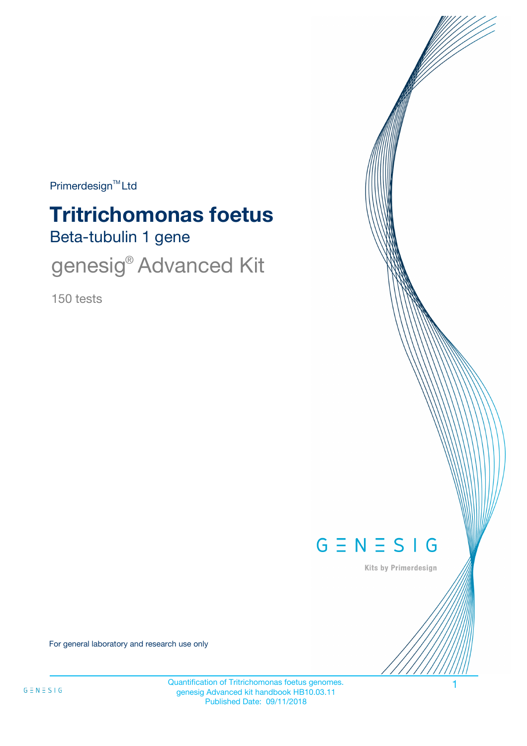Primerdesign™ Ltd

# Tritrichomonas foetus

## Beta-tubulin 1 gene

## genesig® Advanced Kit

150 tests

GENESIG

Kits by Primerdesign

For general laboratory and research use only

Quantification of Tritrichomonas foetus genomes.
genesig Advanced kit handbook HB10.03.11
Published Date: 09/11/2018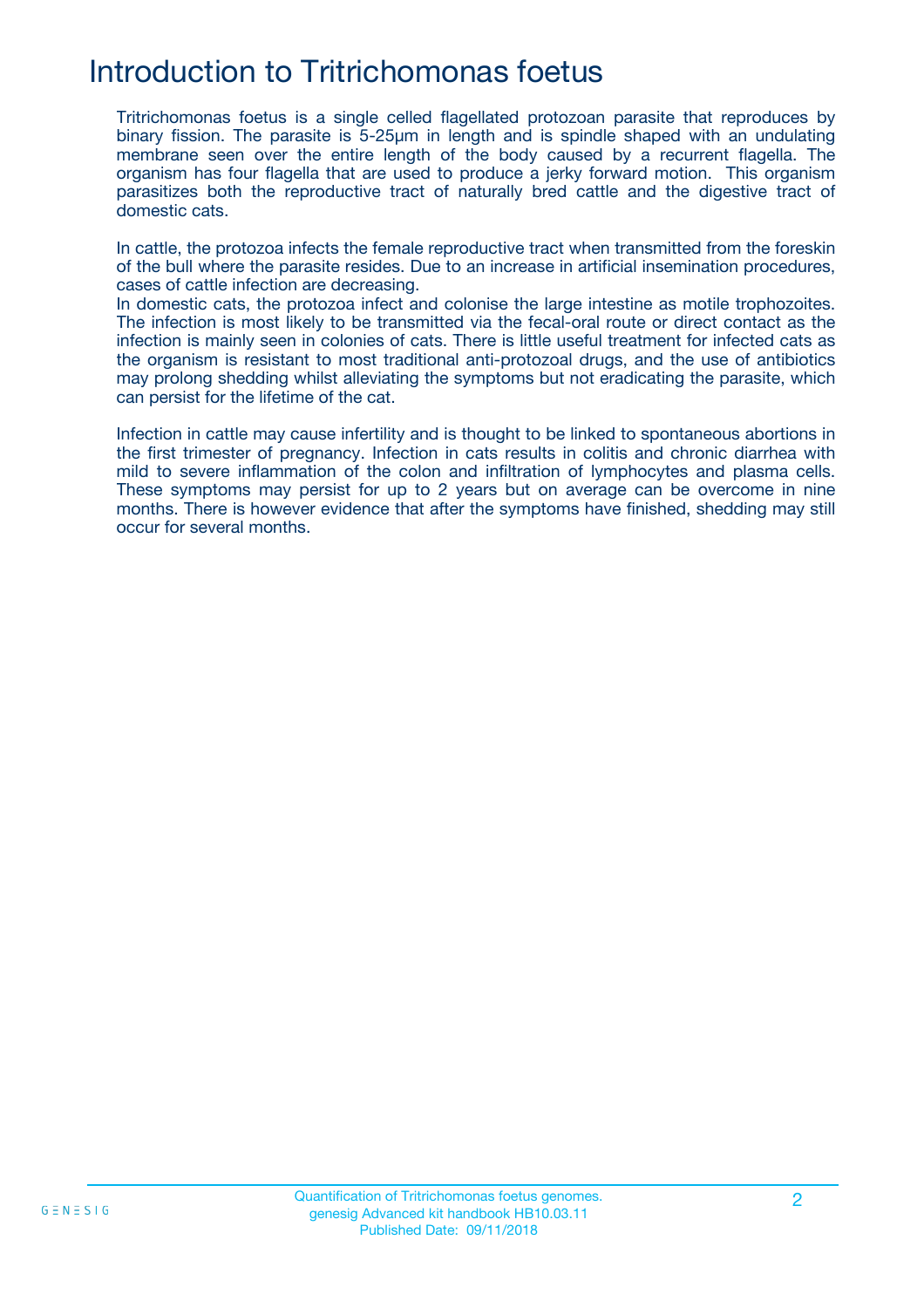# Introduction to Tritrichomonas foetus

Tritrichomonas foetus is a single celled flagellated protozoan parasite that reproduces by binary fission. The parasite is 5-25µm in length and is spindle shaped with an undulating membrane seen over the entire length of the body caused by a recurrent flagella. The organism has four flagella that are used to produce a jerky forward motion. This organism parasitizes both the reproductive tract of naturally bred cattle and the digestive tract of domestic cats.

In cattle, the protozoa infects the female reproductive tract when transmitted from the foreskin of the bull where the parasite resides. Due to an increase in artificial insemination procedures, cases of cattle infection are decreasing.
In domestic cats, the protozoa infect and colonise the large intestine as motile trophozoites. The infection is most likely to be transmitted via the fecal-oral route or direct contact as the infection is mainly seen in colonies of cats. There is little useful treatment for infected cats as the organism is resistant to most traditional anti-protozoal drugs, and the use of antibiotics may prolong shedding whilst alleviating the symptoms but not eradicating the parasite, which can persist for the lifetime of the cat.

Infection in cattle may cause infertility and is thought to be linked to spontaneous abortions in the first trimester of pregnancy. Infection in cats results in colitis and chronic diarrhea with mild to severe inflammation of the colon and infiltration of lymphocytes and plasma cells. These symptoms may persist for up to 2 years but on average can be overcome in nine months. There is however evidence that after the symptoms have finished, shedding may still occur for several months.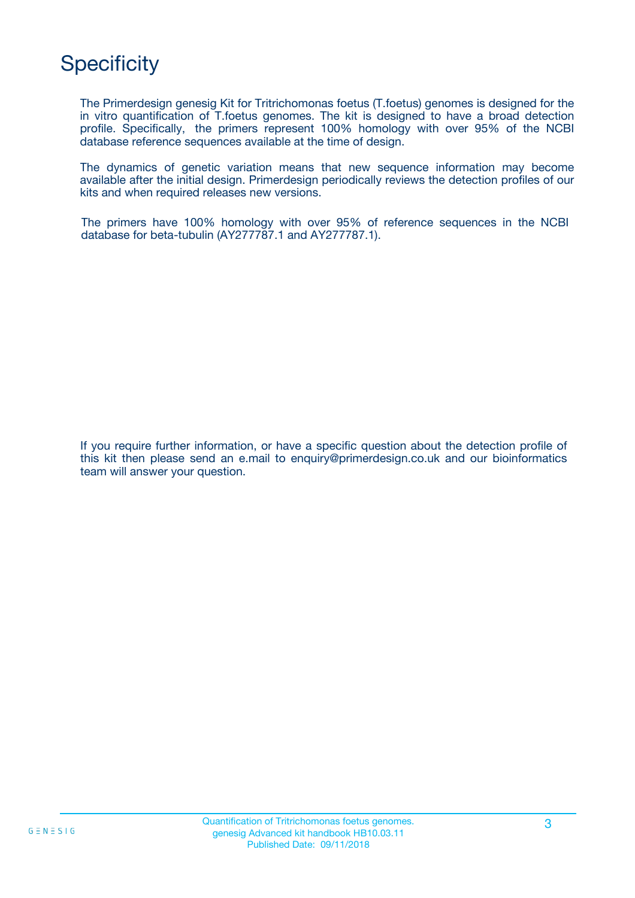# Specificity

The Primerdesign genesig Kit for Tritrichomonas foetus (T.foetus) genomes is designed for the in vitro quantification of T.foetus genomes. The kit is designed to have a broad detection profile. Specifically, the primers represent 100% homology with over 95% of the NCBI database reference sequences available at the time of design.

The dynamics of genetic variation means that new sequence information may become available after the initial design. Primerdesign periodically reviews the detection profiles of our kits and when required releases new versions.

The primers have 100% homology with over 95% of reference sequences in the NCBI database for beta-tubulin (AY277787.1 and AY277787.1).

If you require further information, or have a specific question about the detection profile of this kit then please send an e.mail to enquiry@primerdesign.co.uk and our bioinformatics team will answer your question.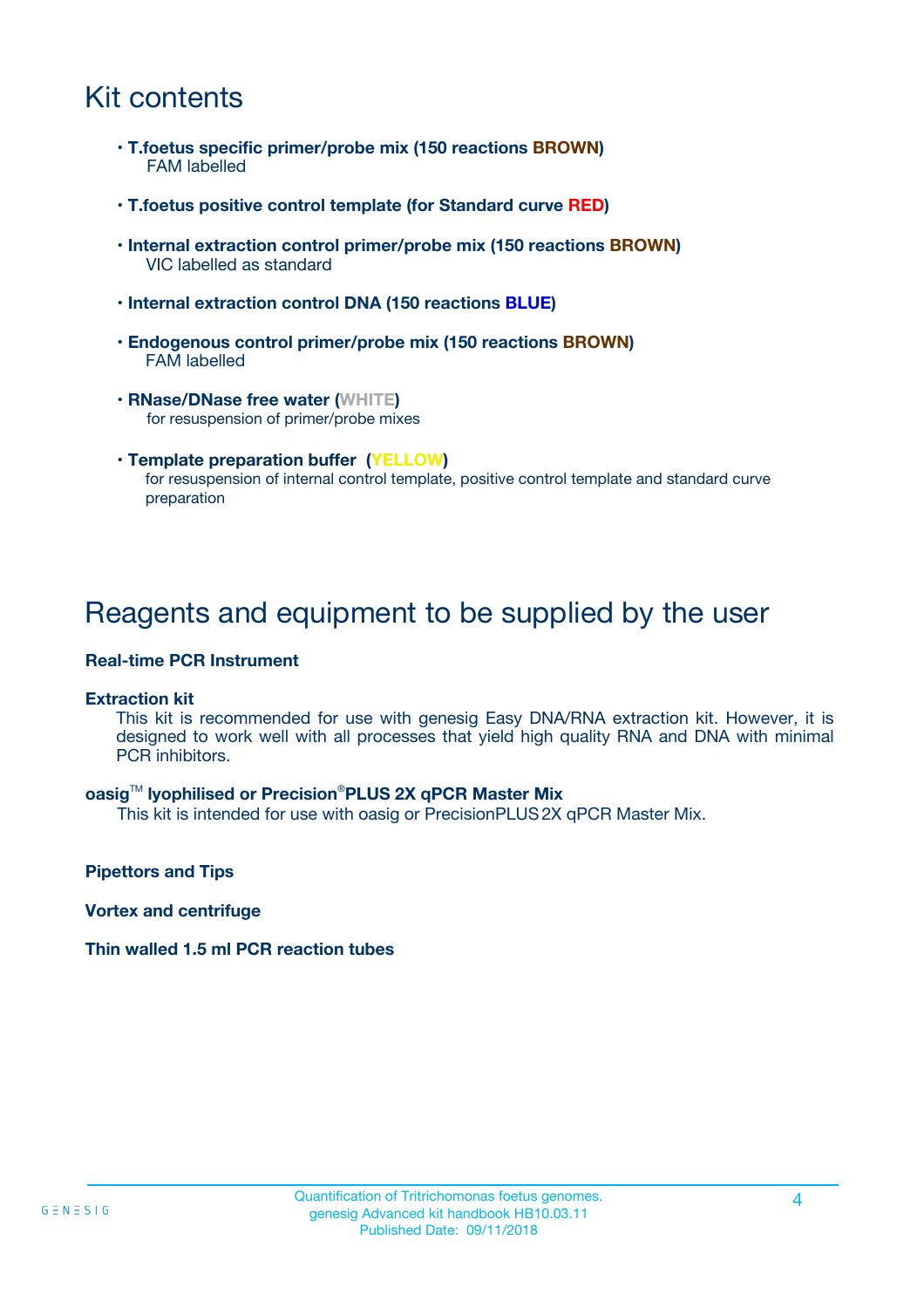# Kit contents

- **T.foetus specific primer/probe mix (150 reactions BROWN)**
  FAM labelled
- **T.foetus positive control template (for Standard curve RED)**
- **Internal extraction control primer/probe mix (150 reactions BROWN)**
  VIC labelled as standard
- **Internal extraction control DNA (150 reactions BLUE)**
- **Endogenous control primer/probe mix (150 reactions BROWN)**
  FAM labelled
- **RNase/DNase free water (WHITE)**
  for resuspension of primer/probe mixes
- **Template preparation buffer (YELLOW)**
  for resuspension of internal control template, positive control template and standard curve preparation

# Reagents and equipment to be supplied by the user

**Real-time PCR Instrument**

**Extraction kit**

This kit is recommended for use with genesig Easy DNA/RNA extraction kit. However, it is designed to work well with all processes that yield high quality RNA and DNA with minimal PCR inhibitors.

**oasig™ lyophilised or Precision®PLUS 2X qPCR Master Mix**

This kit is intended for use with oasig or PrecisionPLUS 2X qPCR Master Mix.

**Pipettors and Tips**

**Vortex and centrifuge**

**Thin walled 1.5 ml PCR reaction tubes**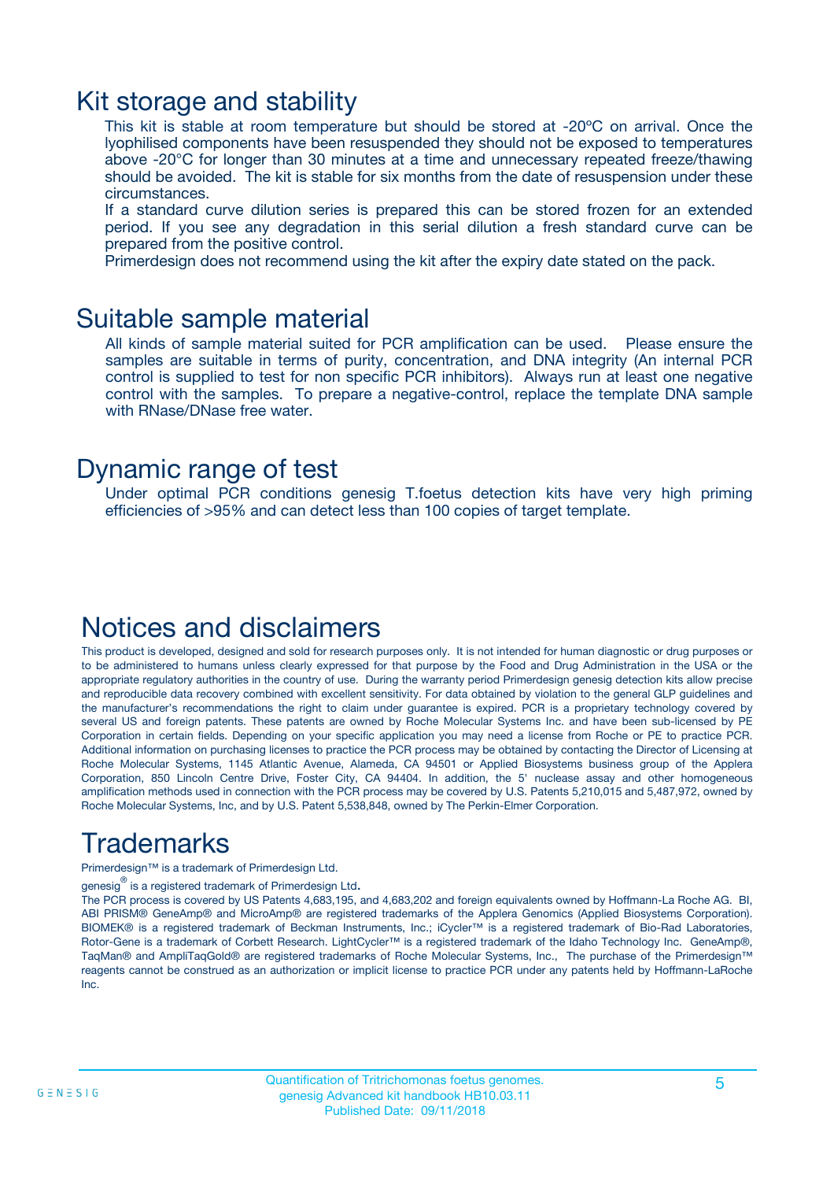# Kit storage and stability

This kit is stable at room temperature but should be stored at -20ºC on arrival. Once the lyophilised components have been resuspended they should not be exposed to temperatures above -20°C for longer than 30 minutes at a time and unnecessary repeated freeze/thawing should be avoided. The kit is stable for six months from the date of resuspension under these circumstances.

If a standard curve dilution series is prepared this can be stored frozen for an extended period. If you see any degradation in this serial dilution a fresh standard curve can be prepared from the positive control.

Primerdesign does not recommend using the kit after the expiry date stated on the pack.

# Suitable sample material

All kinds of sample material suited for PCR amplification can be used. Please ensure the samples are suitable in terms of purity, concentration, and DNA integrity (An internal PCR control is supplied to test for non specific PCR inhibitors). Always run at least one negative control with the samples. To prepare a negative-control, replace the template DNA sample with RNase/DNase free water.

# Dynamic range of test

Under optimal PCR conditions genesig T.foetus detection kits have very high priming efficiencies of >95% and can detect less than 100 copies of target template.

# Notices and disclaimers

This product is developed, designed and sold for research purposes only. It is not intended for human diagnostic or drug purposes or to be administered to humans unless clearly expressed for that purpose by the Food and Drug Administration in the USA or the appropriate regulatory authorities in the country of use. During the warranty period Primerdesign genesig detection kits allow precise and reproducible data recovery combined with excellent sensitivity. For data obtained by violation to the general GLP guidelines and the manufacturer's recommendations the right to claim under guarantee is expired. PCR is a proprietary technology covered by several US and foreign patents. These patents are owned by Roche Molecular Systems Inc. and have been sub-licensed by PE Corporation in certain fields. Depending on your specific application you may need a license from Roche or PE to practice PCR. Additional information on purchasing licenses to practice the PCR process may be obtained by contacting the Director of Licensing at Roche Molecular Systems, 1145 Atlantic Avenue, Alameda, CA 94501 or Applied Biosystems business group of the Applera Corporation, 850 Lincoln Centre Drive, Foster City, CA 94404. In addition, the 5' nuclease assay and other homogeneous amplification methods used in connection with the PCR process may be covered by U.S. Patents 5,210,015 and 5,487,972, owned by Roche Molecular Systems, Inc, and by U.S. Patent 5,538,848, owned by The Perkin-Elmer Corporation.

# Trademarks

Primerdesign™ is a trademark of Primerdesign Ltd.

genesig® is a registered trademark of Primerdesign Ltd.

The PCR process is covered by US Patents 4,683,195, and 4,683,202 and foreign equivalents owned by Hoffmann-La Roche AG. BI, ABI PRISM® GeneAmp® and MicroAmp® are registered trademarks of the Applera Genomics (Applied Biosystems Corporation). BIOMEK® is a registered trademark of Beckman Instruments, Inc.; iCycler™ is a registered trademark of Bio-Rad Laboratories, Rotor-Gene is a trademark of Corbett Research. LightCycler™ is a registered trademark of the Idaho Technology Inc. GeneAmp®, TaqMan® and AmpliTaqGold® are registered trademarks of Roche Molecular Systems, Inc., The purchase of the Primerdesign™ reagents cannot be construed as an authorization or implicit license to practice PCR under any patents held by Hoffmann-LaRoche Inc.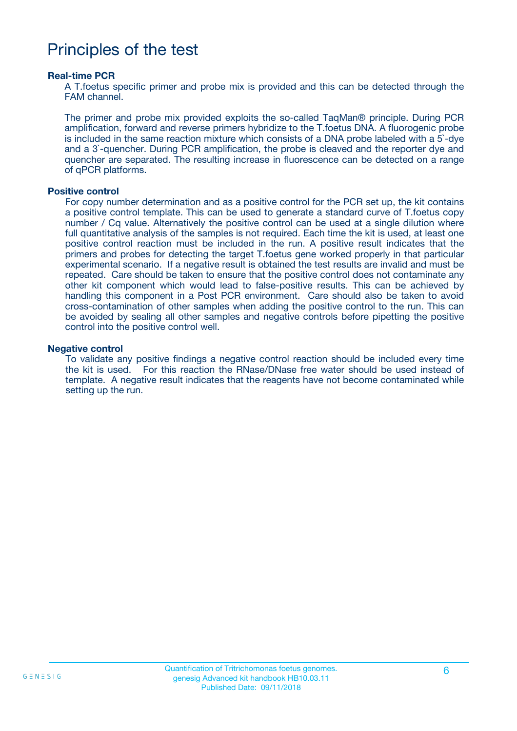# Principles of the test

**Real-time PCR**

A T.foetus specific primer and probe mix is provided and this can be detected through the FAM channel.

The primer and probe mix provided exploits the so-called TaqMan® principle. During PCR amplification, forward and reverse primers hybridize to the T.foetus DNA. A fluorogenic probe is included in the same reaction mixture which consists of a DNA probe labeled with a 5`-dye and a 3`-quencher. During PCR amplification, the probe is cleaved and the reporter dye and quencher are separated. The resulting increase in fluorescence can be detected on a range of qPCR platforms.

**Positive control**

For copy number determination and as a positive control for the PCR set up, the kit contains a positive control template. This can be used to generate a standard curve of T.foetus copy number / Cq value. Alternatively the positive control can be used at a single dilution where full quantitative analysis of the samples is not required. Each time the kit is used, at least one positive control reaction must be included in the run. A positive result indicates that the primers and probes for detecting the target T.foetus gene worked properly in that particular experimental scenario. If a negative result is obtained the test results are invalid and must be repeated. Care should be taken to ensure that the positive control does not contaminate any other kit component which would lead to false-positive results. This can be achieved by handling this component in a Post PCR environment. Care should also be taken to avoid cross-contamination of other samples when adding the positive control to the run. This can be avoided by sealing all other samples and negative controls before pipetting the positive control into the positive control well.

**Negative control**

To validate any positive findings a negative control reaction should be included every time the kit is used. For this reaction the RNase/DNase free water should be used instead of template. A negative result indicates that the reagents have not become contaminated while setting up the run.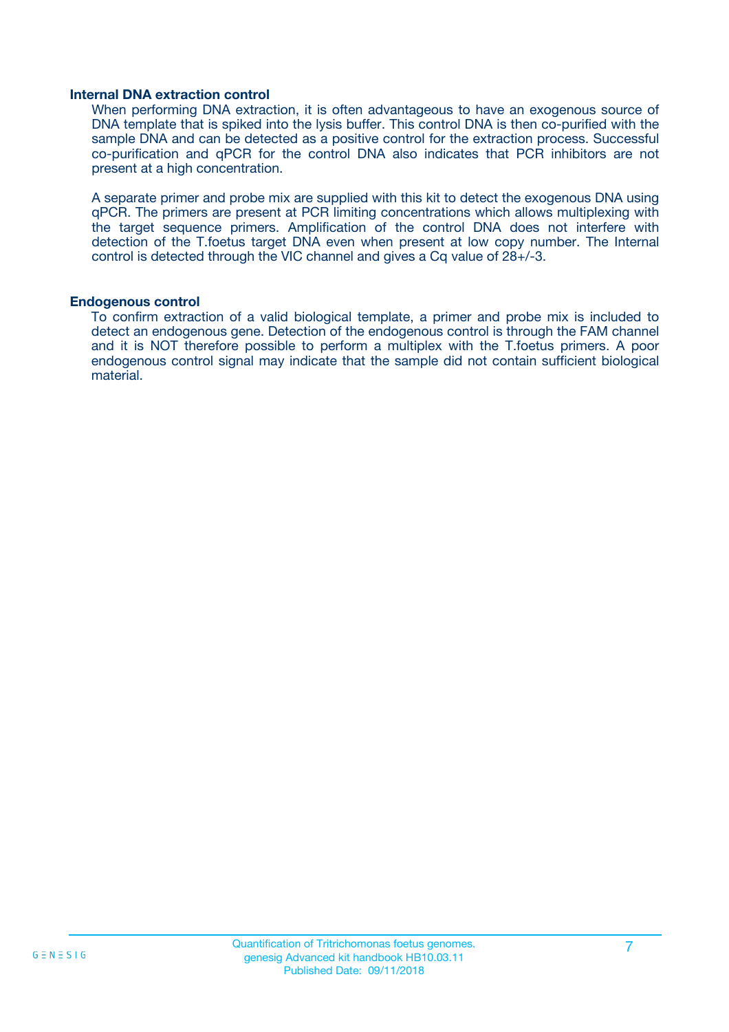### Internal DNA extraction control

When performing DNA extraction, it is often advantageous to have an exogenous source of DNA template that is spiked into the lysis buffer. This control DNA is then co-purified with the sample DNA and can be detected as a positive control for the extraction process. Successful co-purification and qPCR for the control DNA also indicates that PCR inhibitors are not present at a high concentration.

A separate primer and probe mix are supplied with this kit to detect the exogenous DNA using qPCR. The primers are present at PCR limiting concentrations which allows multiplexing with the target sequence primers. Amplification of the control DNA does not interfere with detection of the T.foetus target DNA even when present at low copy number. The Internal control is detected through the VIC channel and gives a Cq value of 28+/-3.

### Endogenous control

To confirm extraction of a valid biological template, a primer and probe mix is included to detect an endogenous gene. Detection of the endogenous control is through the FAM channel and it is NOT therefore possible to perform a multiplex with the T.foetus primers. A poor endogenous control signal may indicate that the sample did not contain sufficient biological material.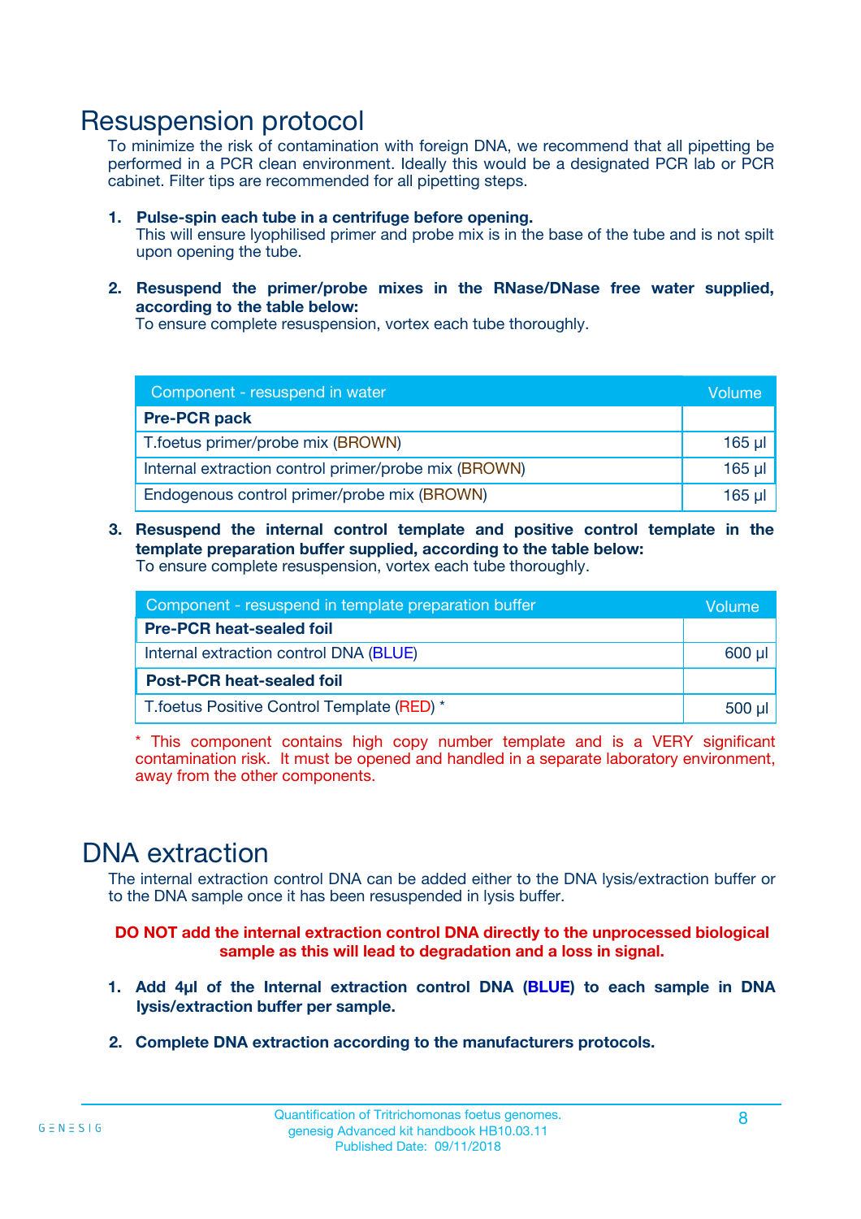# Resuspension protocol

To minimize the risk of contamination with foreign DNA, we recommend that all pipetting be performed in a PCR clean environment. Ideally this would be a designated PCR lab or PCR cabinet. Filter tips are recommended for all pipetting steps.

1. **Pulse-spin each tube in a centrifuge before opening.**
   This will ensure lyophilised primer and probe mix is in the base of the tube and is not spilt upon opening the tube.

2. **Resuspend the primer/probe mixes in the RNase/DNase free water supplied, according to the table below:**
   To ensure complete resuspension, vortex each tube thoroughly.

| Component - resuspend in water | Volume |
|---|---|
| **Pre-PCR pack** | |
| T.foetus primer/probe mix (BROWN) | 165 µl |
| Internal extraction control primer/probe mix (BROWN) | 165 µl |
| Endogenous control primer/probe mix (BROWN) | 165 µl |

3. **Resuspend the internal control template and positive control template in the template preparation buffer supplied, according to the table below:**
   To ensure complete resuspension, vortex each tube thoroughly.

| Component - resuspend in template preparation buffer | Volume |
|---|---|
| **Pre-PCR heat-sealed foil** | |
| Internal extraction control DNA (BLUE) | 600 µl |
| **Post-PCR heat-sealed foil** | |
| T.foetus Positive Control Template (RED) * | 500 µl |

\* This component contains high copy number template and is a VERY significant contamination risk. It must be opened and handled in a separate laboratory environment, away from the other components.

# DNA extraction

The internal extraction control DNA can be added either to the DNA lysis/extraction buffer or to the DNA sample once it has been resuspended in lysis buffer.

**DO NOT add the internal extraction control DNA directly to the unprocessed biological sample as this will lead to degradation and a loss in signal.**

1. **Add 4µl of the Internal extraction control DNA (BLUE) to each sample in DNA lysis/extraction buffer per sample.**

2. **Complete DNA extraction according to the manufacturers protocols.**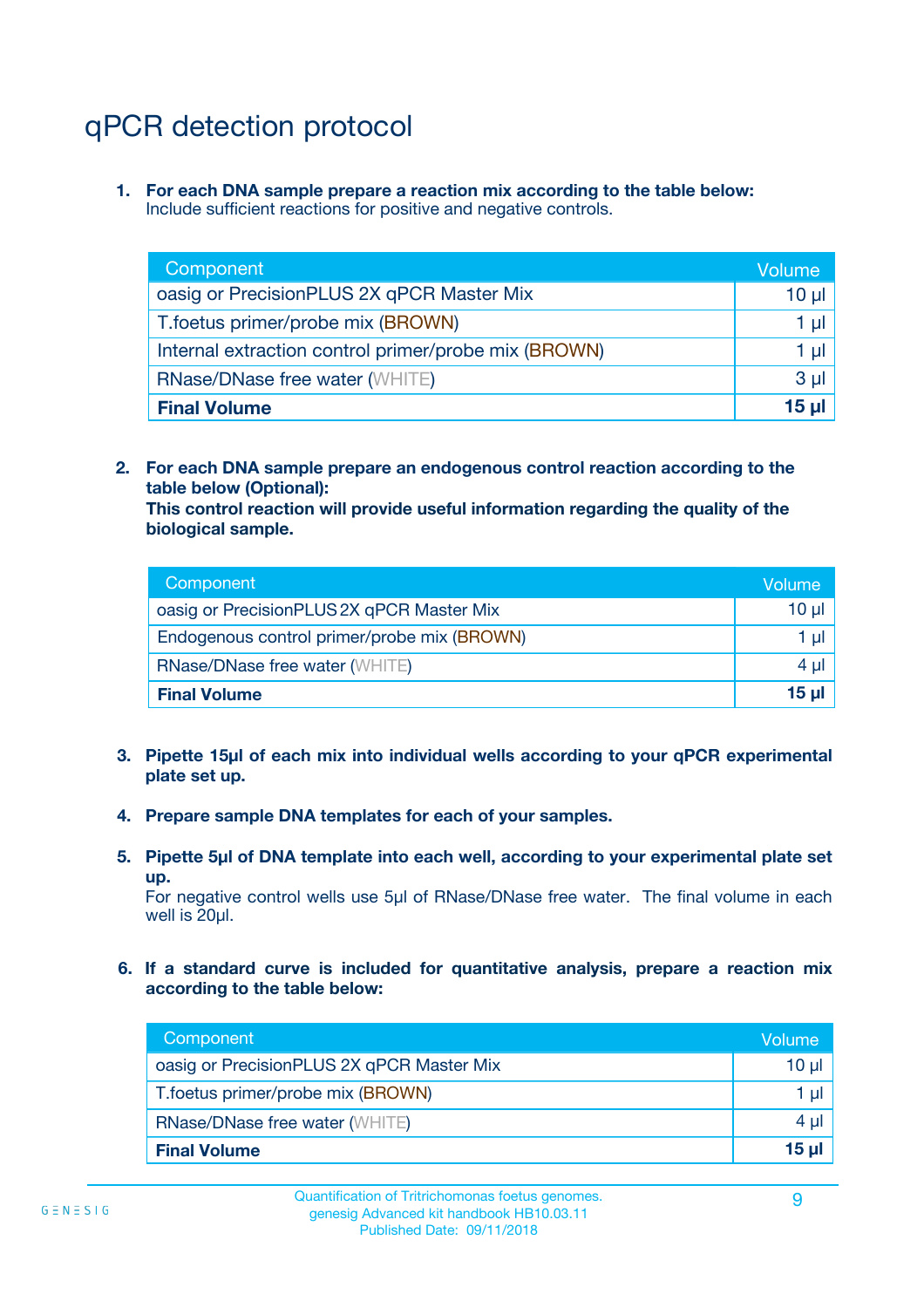# qPCR detection protocol

1. **For each DNA sample prepare a reaction mix according to the table below:**
   Include sufficient reactions for positive and negative controls.

| Component | Volume |
|---|---|
| oasig or PrecisionPLUS 2X qPCR Master Mix | 10 µl |
| T.foetus primer/probe mix (BROWN) | 1 µl |
| Internal extraction control primer/probe mix (BROWN) | 1 µl |
| RNase/DNase free water (WHITE) | 3 µl |
| **Final Volume** | **15 µl** |

2. **For each DNA sample prepare an endogenous control reaction according to the table below (Optional):**
   **This control reaction will provide useful information regarding the quality of the biological sample.**

| Component | Volume |
|---|---|
| oasig or PrecisionPLUS 2X qPCR Master Mix | 10 µl |
| Endogenous control primer/probe mix (BROWN) | 1 µl |
| RNase/DNase free water (WHITE) | 4 µl |
| **Final Volume** | **15 µl** |

3. **Pipette 15µl of each mix into individual wells according to your qPCR experimental plate set up.**

4. **Prepare sample DNA templates for each of your samples.**

5. **Pipette 5µl of DNA template into each well, according to your experimental plate set up.**
   For negative control wells use 5µl of RNase/DNase free water. The final volume in each well is 20µl.

6. **If a standard curve is included for quantitative analysis, prepare a reaction mix according to the table below:**

| Component | Volume |
|---|---|
| oasig or PrecisionPLUS 2X qPCR Master Mix | 10 µl |
| T.foetus primer/probe mix (BROWN) | 1 µl |
| RNase/DNase free water (WHITE) | 4 µl |
| **Final Volume** | **15 µl** |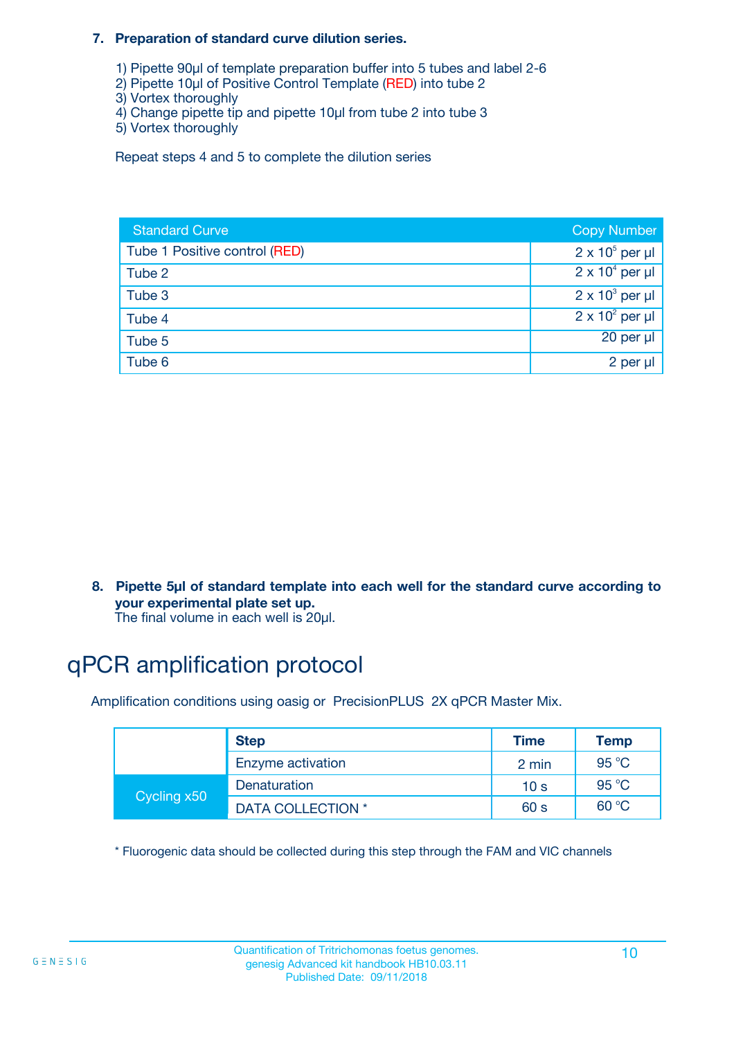**7. Preparation of standard curve dilution series.**

1) Pipette 90µl of template preparation buffer into 5 tubes and label 2-6
2) Pipette 10µl of Positive Control Template (RED) into tube 2
3) Vortex thoroughly
4) Change pipette tip and pipette 10µl from tube 2 into tube 3
5) Vortex thoroughly

Repeat steps 4 and 5 to complete the dilution series

| Standard Curve | Copy Number |
|---|---|
| Tube 1 Positive control (RED) | $2 \times 10^5$ per µl |
| Tube 2 | $2 \times 10^4$ per µl |
| Tube 3 | $2 \times 10^3$ per µl |
| Tube 4 | $2 \times 10^2$ per µl |
| Tube 5 | 20 per µl |
| Tube 6 | 2 per µl |

**8. Pipette 5µl of standard template into each well for the standard curve according to your experimental plate set up.**
The final volume in each well is 20µl.

# qPCR amplification protocol

Amplification conditions using oasig or PrecisionPLUS 2X qPCR Master Mix.

| | Step | Time | Temp |
|---|---|---|---|
| | Enzyme activation | 2 min | 95 °C |
| Cycling x50 | Denaturation | 10 s | 95 °C |
| | DATA COLLECTION * | 60 s | 60 °C |

* Fluorogenic data should be collected during this step through the FAM and VIC channels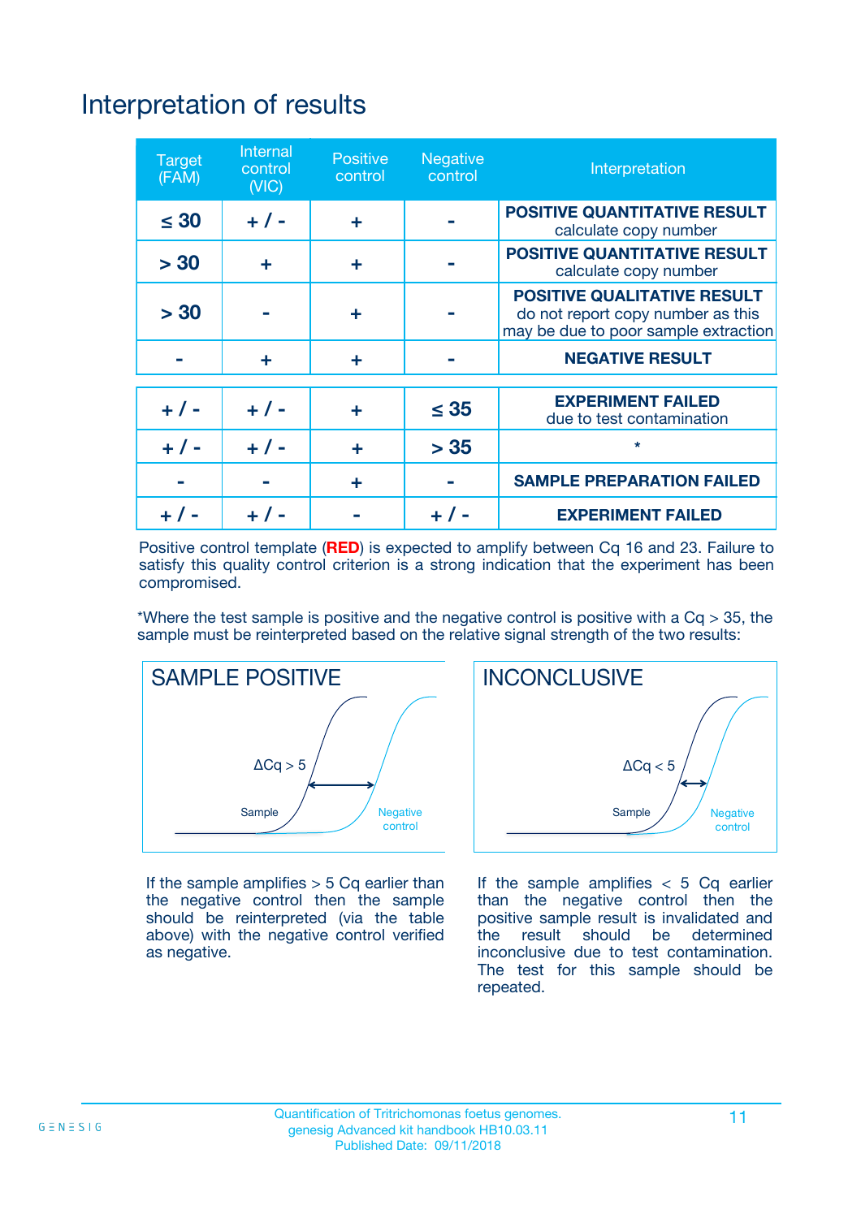# Interpretation of results

| Target (FAM) | Internal control (VIC) | Positive control | Negative control | Interpretation |
|---|---|---|---|---|
| ≤ 30 | + / - | + | - | **POSITIVE QUANTITATIVE RESULT** calculate copy number |
| > 30 | + | + | - | **POSITIVE QUANTITATIVE RESULT** calculate copy number |
| > 30 | - | + | - | **POSITIVE QUALITATIVE RESULT** do not report copy number as this may be due to poor sample extraction |
| - | + | + | - | **NEGATIVE RESULT** |
| + / - | + / - | + | ≤ 35 | **EXPERIMENT FAILED** due to test contamination |
| + / - | + / - | + | > 35 | * |
| - | - | + | - | **SAMPLE PREPARATION FAILED** |
| + / - | + / - | - | + / - | **EXPERIMENT FAILED** |

Positive control template (**RED**) is expected to amplify between Cq 16 and 23. Failure to satisfy this quality control criterion is a strong indication that the experiment has been compromised.

*Where the test sample is positive and the negative control is positive with a Cq > 35, the sample must be reinterpreted based on the relative signal strength of the two results:

**SAMPLE POSITIVE**

ΔCq > 5

Sample — Negative control

If the sample amplifies > 5 Cq earlier than the negative control then the sample should be reinterpreted (via the table above) with the negative control verified as negative.

**INCONCLUSIVE**

ΔCq < 5

Sample — Negative control

If the sample amplifies < 5 Cq earlier than the negative control then the positive sample result is invalidated and the result should be determined inconclusive due to test contamination. The test for this sample should be repeated.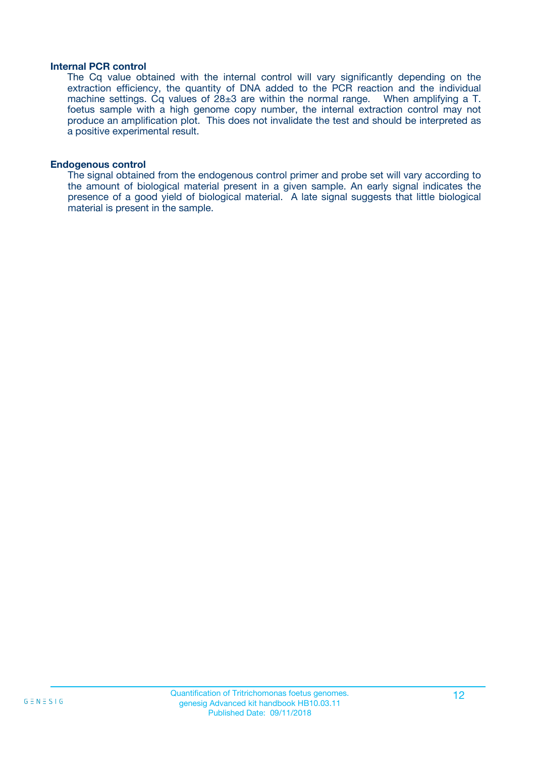**Internal PCR control**

The Cq value obtained with the internal control will vary significantly depending on the extraction efficiency, the quantity of DNA added to the PCR reaction and the individual machine settings. Cq values of 28±3 are within the normal range. When amplifying a T. foetus sample with a high genome copy number, the internal extraction control may not produce an amplification plot. This does not invalidate the test and should be interpreted as a positive experimental result.

**Endogenous control**

The signal obtained from the endogenous control primer and probe set will vary according to the amount of biological material present in a given sample. An early signal indicates the presence of a good yield of biological material. A late signal suggests that little biological material is present in the sample.